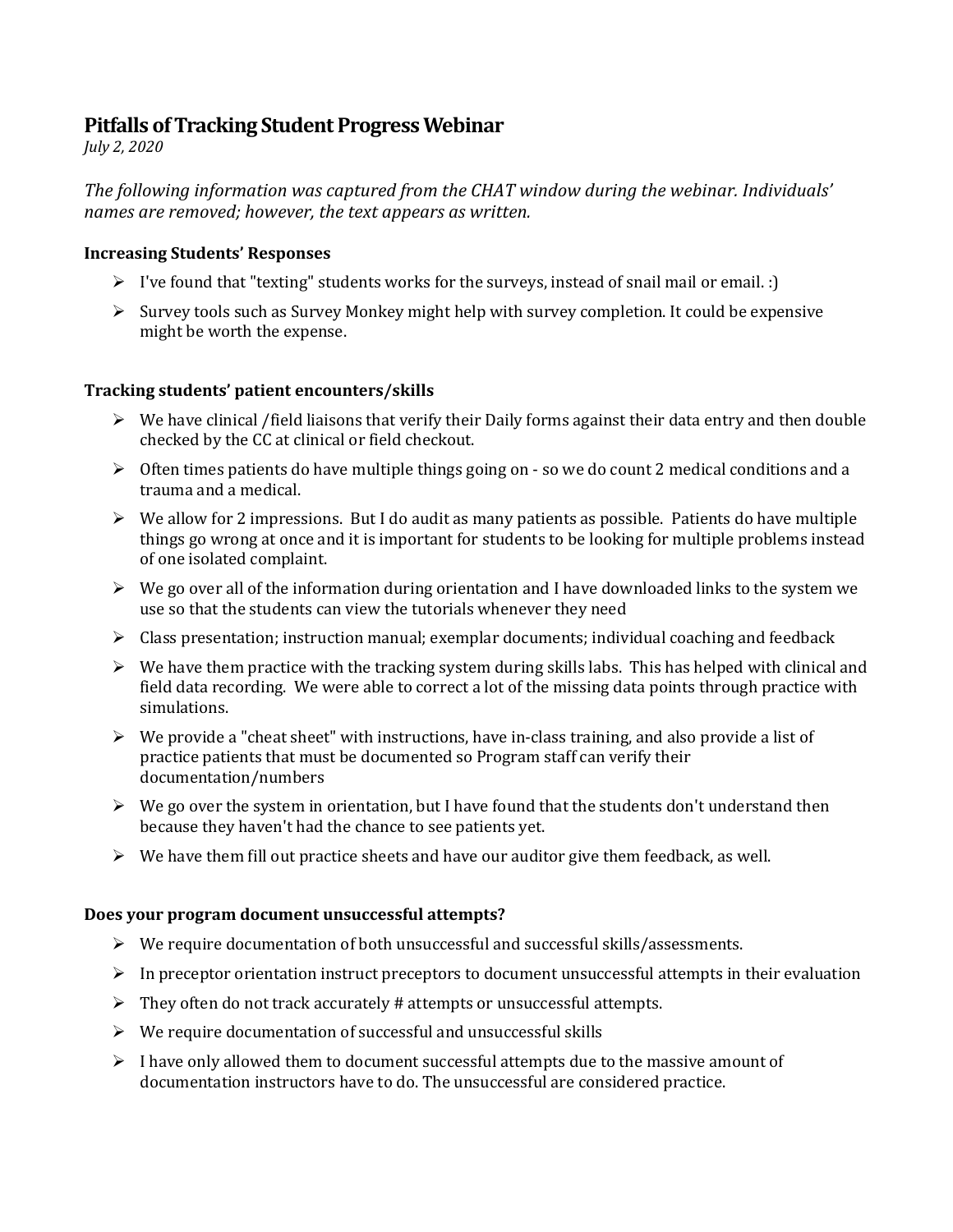# Pitfalls of Tracking Student Progress Webinar

*July 2, 2020*

*The following information was captured from the CHAT window during the webinar. Individuals' names are removed; however, the text appears as written.*

### Increasing Students' Responses

- I've found that "texting" students works for the surveys, instead of snail mail or email. :)
- Survey tools such as Survey Monkey might help with survey completion. It could be expensive might be worth the expense.

### Tracking students' patient encounters/skills

- We have clinical /field liaisons that verify their Daily forms against their data entry and then double checked by the CC at clinical or field checkout.
- Often times patients do have multiple things going on - so we do count 2 medical conditions and a trauma and a medical.
- We allow for 2 impressions. But I do audit as many patients as possible. Patients do have multiple things go wrong at once and it is important for students to be looking for multiple problems instead of one isolated complaint.
- We go over all of the information during orientation and I have downloaded links to the system we use so that the students can view the tutorials whenever they need
- Class presentation; instruction manual; exemplar documents; individual coaching and feedback
- We have them practice with the tracking system during skills labs. This has helped with clinical and field data recording. We were able to correct a lot of the missing data points through practice with simulations.
- We provide a "cheat sheet" with instructions, have in-class training, and also provide a list of practice patients that must be documented so Program staff can verify their documentation/numbers
- We go over the system in orientation, but I have found that the students don't understand then because they haven't had the chance to see patients yet.
- We have them fill out practice sheets and have our auditor give them feedback, as well.

### Does your program document unsuccessful attempts?

- We require documentation of both unsuccessful and successful skills/assessments.
- In preceptor orientation instruct preceptors to document unsuccessful attempts in their evaluation
- They often do not track accurately # attempts or unsuccessful attempts.
- We require documentation of successful and unsuccessful skills
- I have only allowed them to document successful attempts due to the massive amount of documentation instructors have to do. The unsuccessful are considered practice.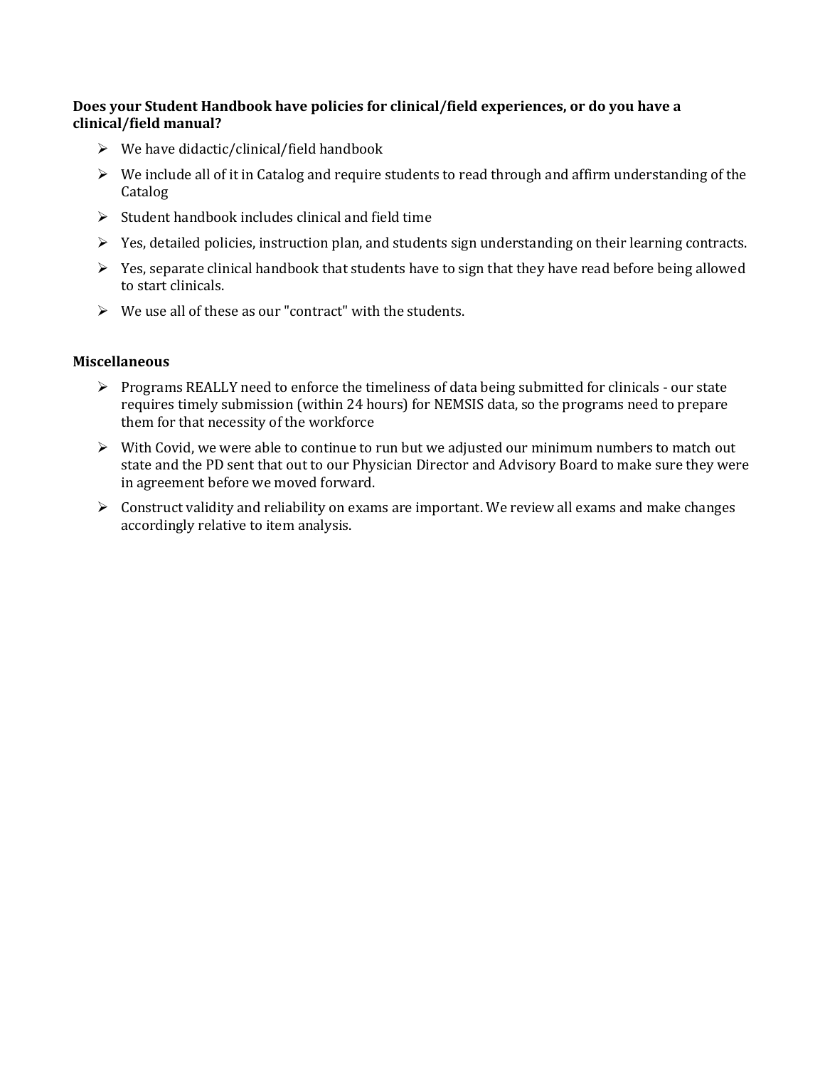**Does your Student Handbook have policies for clinical/field experiences, or do you have a clinical/field manual?**

- We have didactic/clinical/field handbook
- We include all of it in Catalog and require students to read through and affirm understanding of the Catalog
- Student handbook includes clinical and field time
- Yes, detailed policies, instruction plan, and students sign understanding on their learning contracts.
- Yes, separate clinical handbook that students have to sign that they have read before being allowed to start clinicals.
- We use all of these as our "contract" with the students.

**Miscellaneous**

- Programs REALLY need to enforce the timeliness of data being submitted for clinicals - our state requires timely submission (within 24 hours) for NEMSIS data, so the programs need to prepare them for that necessity of the workforce
- With Covid, we were able to continue to run but we adjusted our minimum numbers to match out state and the PD sent that out to our Physician Director and Advisory Board to make sure they were in agreement before we moved forward.
- Construct validity and reliability on exams are important. We review all exams and make changes accordingly relative to item analysis.